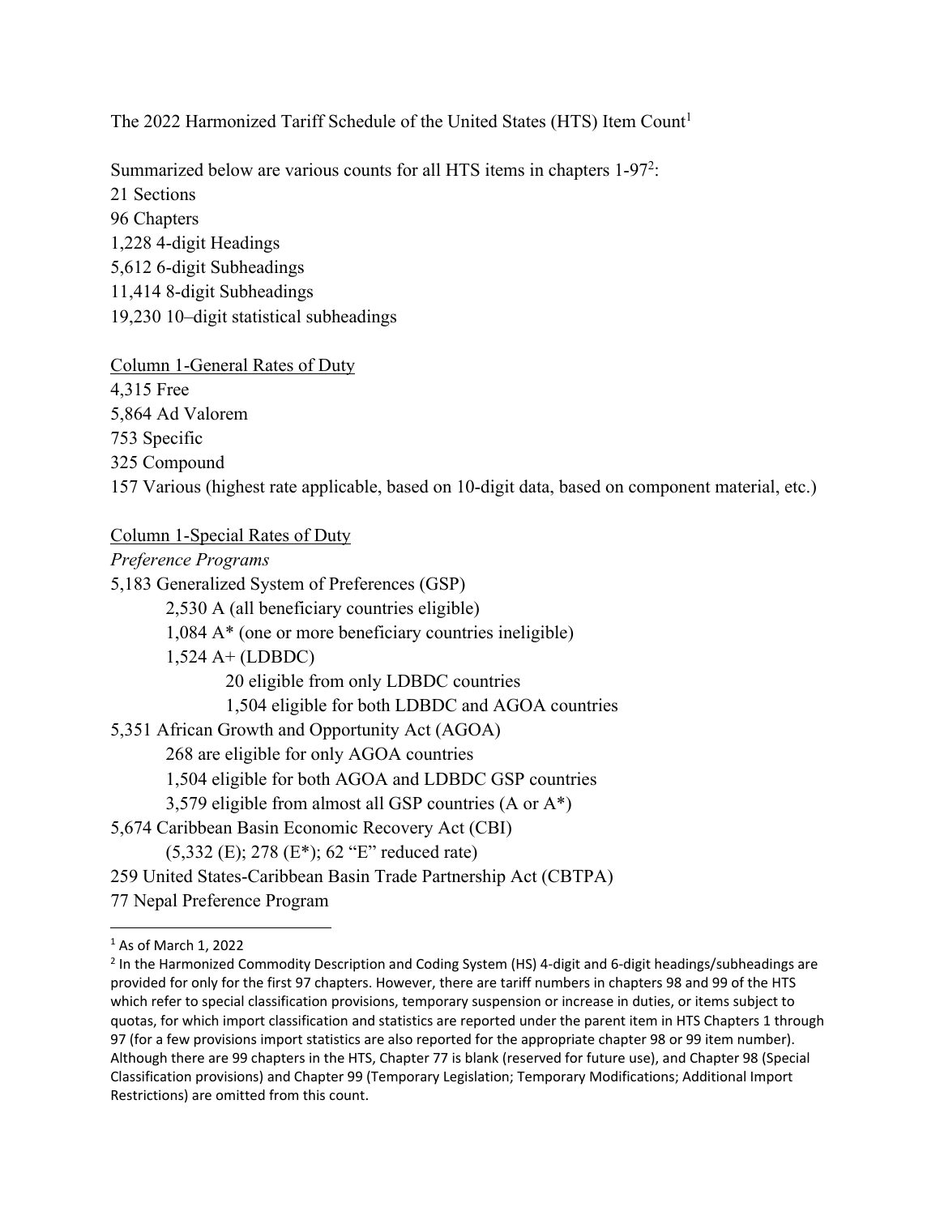The 2022 Harmonized Tariff Schedule of the United States (HTS) Item Count[1]

Summarized below are various counts for all HTS items in chapters 1-97[2]:

21 Sections  
96 Chapters  
1,228 4-digit Headings  
5,612 6-digit Subheadings  
11,414 8-digit Subheadings  
19,230 10–digit statistical subheadings

<u>Column 1-General Rates of Duty</u>

4,315 Free  
5,864 Ad Valorem  
753 Specific  
325 Compound  
157 Various (highest rate applicable, based on 10-digit data, based on component material, etc.)

<u>Column 1-Special Rates of Duty</u>

*Preference Programs*

5,183 Generalized System of Preferences (GSP)
- 2,530 A (all beneficiary countries eligible)
- 1,084 A* (one or more beneficiary countries ineligible)
- 1,524 A+ (LDBDC)
  - 20 eligible from only LDBDC countries
  - 1,504 eligible for both LDBDC and AGOA countries

5,351 African Growth and Opportunity Act (AGOA)
- 268 are eligible for only AGOA countries
- 1,504 eligible for both AGOA and LDBDC GSP countries
- 3,579 eligible from almost all GSP countries (A or A*)

5,674 Caribbean Basin Economic Recovery Act (CBI)
- (5,332 (E); 278 (E*); 62 "E" reduced rate)

259 United States-Caribbean Basin Trade Partnership Act (CBTPA)  
77 Nepal Preference Program

---

[1] As of March 1, 2022

[2] In the Harmonized Commodity Description and Coding System (HS) 4-digit and 6-digit headings/subheadings are provided for only for the first 97 chapters. However, there are tariff numbers in chapters 98 and 99 of the HTS which refer to special classification provisions, temporary suspension or increase in duties, or items subject to quotas, for which import classification and statistics are reported under the parent item in HTS Chapters 1 through 97 (for a few provisions import statistics are also reported for the appropriate chapter 98 or 99 item number). Although there are 99 chapters in the HTS, Chapter 77 is blank (reserved for future use), and Chapter 98 (Special Classification provisions) and Chapter 99 (Temporary Legislation; Temporary Modifications; Additional Import Restrictions) are omitted from this count.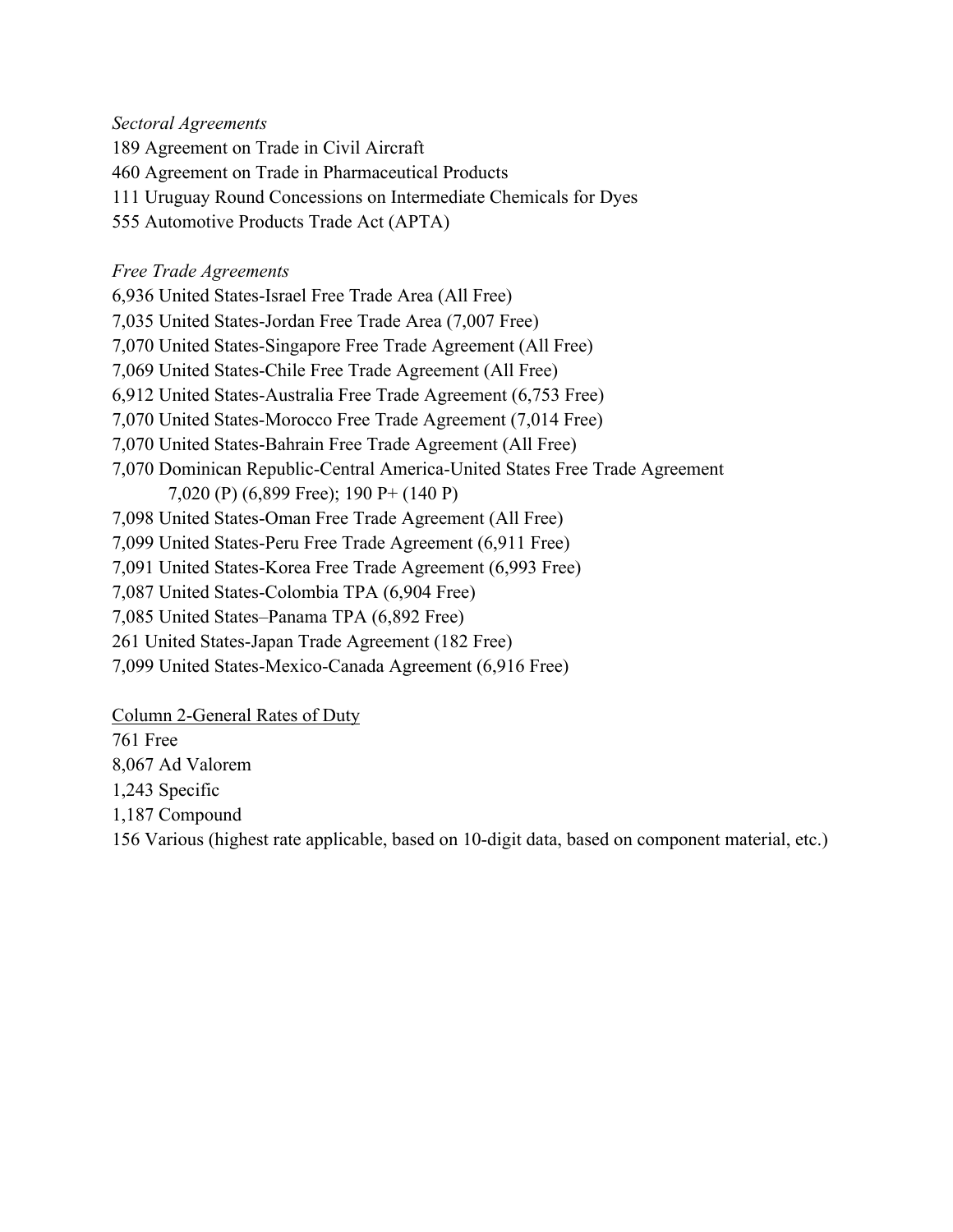*Sectoral Agreements*

189 Agreement on Trade in Civil Aircraft
460 Agreement on Trade in Pharmaceutical Products
111 Uruguay Round Concessions on Intermediate Chemicals for Dyes
555 Automotive Products Trade Act (APTA)

*Free Trade Agreements*

6,936 United States-Israel Free Trade Area (All Free)
7,035 United States-Jordan Free Trade Area (7,007 Free)
7,070 United States-Singapore Free Trade Agreement (All Free)
7,069 United States-Chile Free Trade Agreement (All Free)
6,912 United States-Australia Free Trade Agreement (6,753 Free)
7,070 United States-Morocco Free Trade Agreement (7,014 Free)
7,070 United States-Bahrain Free Trade Agreement (All Free)
7,070 Dominican Republic-Central America-United States Free Trade Agreement
    7,020 (P) (6,899 Free); 190 P+ (140 P)
7,098 United States-Oman Free Trade Agreement (All Free)
7,099 United States-Peru Free Trade Agreement (6,911 Free)
7,091 United States-Korea Free Trade Agreement (6,993 Free)
7,087 United States-Colombia TPA (6,904 Free)
7,085 United States–Panama TPA (6,892 Free)
261 United States-Japan Trade Agreement (182 Free)
7,099 United States-Mexico-Canada Agreement (6,916 Free)

<u>Column 2-General Rates of Duty</u>

761 Free
8,067 Ad Valorem
1,243 Specific
1,187 Compound
156 Various (highest rate applicable, based on 10-digit data, based on component material, etc.)